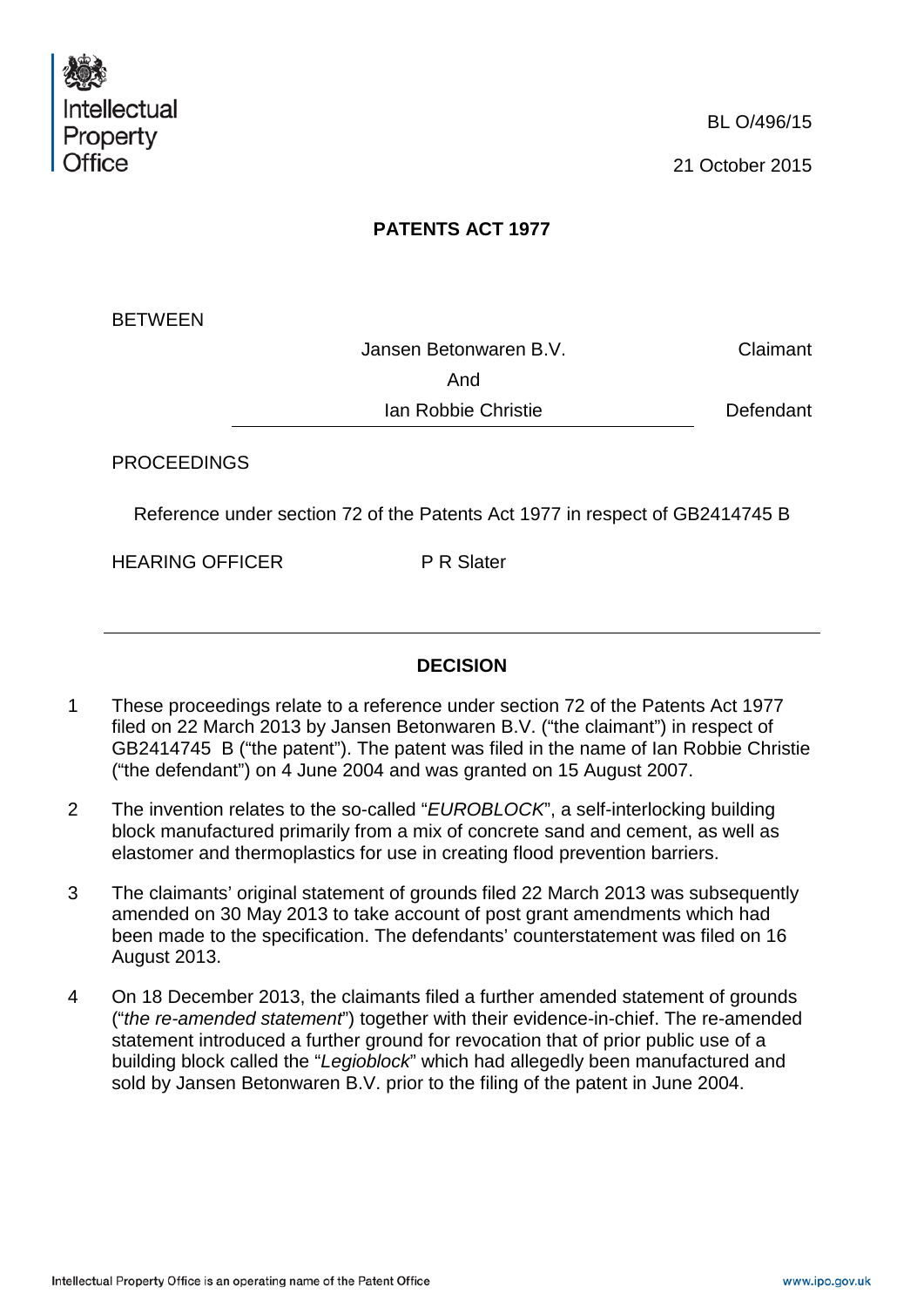Intellectual Property Office

BL O/496/15

21 October 2015

**PATENTS ACT 1977**

BETWEEN

Jansen Betonwaren B.V. — Claimant

And

Ian Robbie Christie — Defendant

PROCEEDINGS

Reference under section 72 of the Patents Act 1977 in respect of GB2414745 B

HEARING OFFICER — P R Slater

---

**DECISION**

1. These proceedings relate to a reference under section 72 of the Patents Act 1977 filed on 22 March 2013 by Jansen Betonwaren B.V. ("the claimant") in respect of GB2414745 B ("the patent"). The patent was filed in the name of Ian Robbie Christie ("the defendant") on 4 June 2004 and was granted on 15 August 2007.

2. The invention relates to the so-called "*EUROBLOCK*", a self-interlocking building block manufactured primarily from a mix of concrete sand and cement, as well as elastomer and thermoplastics for use in creating flood prevention barriers.

3. The claimants' original statement of grounds filed 22 March 2013 was subsequently amended on 30 May 2013 to take account of post grant amendments which had been made to the specification. The defendants' counterstatement was filed on 16 August 2013.

4. On 18 December 2013, the claimants filed a further amended statement of grounds ("*the re-amended statement*") together with their evidence-in-chief. The re-amended statement introduced a further ground for revocation that of prior public use of a building block called the "*Legioblock*" which had allegedly been manufactured and sold by Jansen Betonwaren B.V. prior to the filing of the patent in June 2004.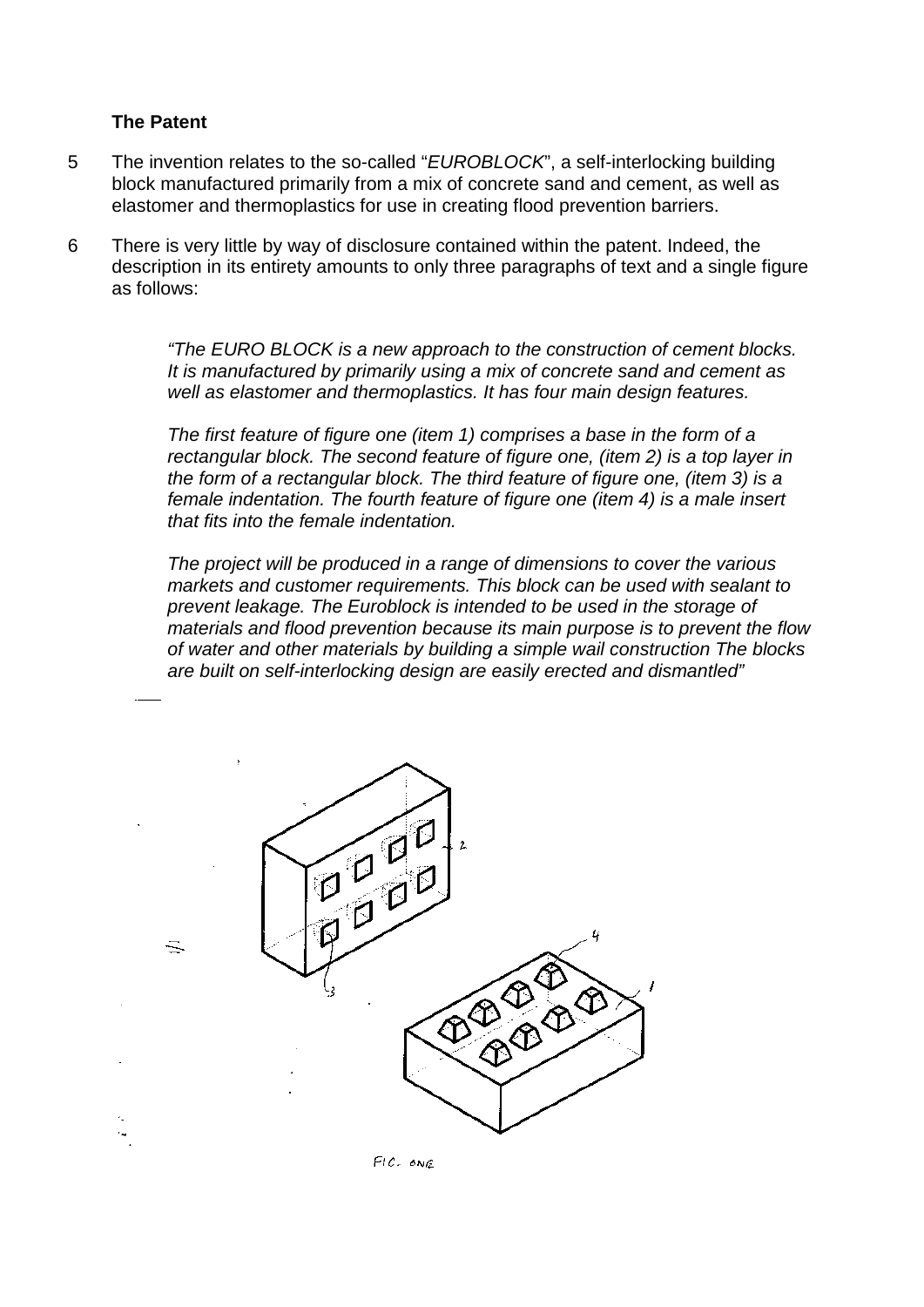**The Patent**

5 The invention relates to the so-called "*EUROBLOCK*", a self-interlocking building block manufactured primarily from a mix of concrete sand and cement, as well as elastomer and thermoplastics for use in creating flood prevention barriers.

6 There is very little by way of disclosure contained within the patent. Indeed, the description in its entirety amounts to only three paragraphs of text and a single figure as follows:

> *"The EURO BLOCK is a new approach to the construction of cement blocks. It is manufactured by primarily using a mix of concrete sand and cement as well as elastomer and thermoplastics. It has four main design features.*
>
> *The first feature of figure one (item 1) comprises a base in the form of a rectangular block. The second feature of figure one, (item 2) is a top layer in the form of a rectangular block. The third feature of figure one, (item 3) is a female indentation. The fourth feature of figure one (item 4) is a male insert that fits into the female indentation.*
>
> *The project will be produced in a range of dimensions to cover the various markets and customer requirements. This block can be used with sealant to prevent leakage. The Euroblock is intended to be used in the storage of materials and flood prevention because its main purpose is to prevent the flow of water and other materials by building a simple wail construction The blocks are built on self-interlocking design are easily erected and dismantled"*

FIG. ONE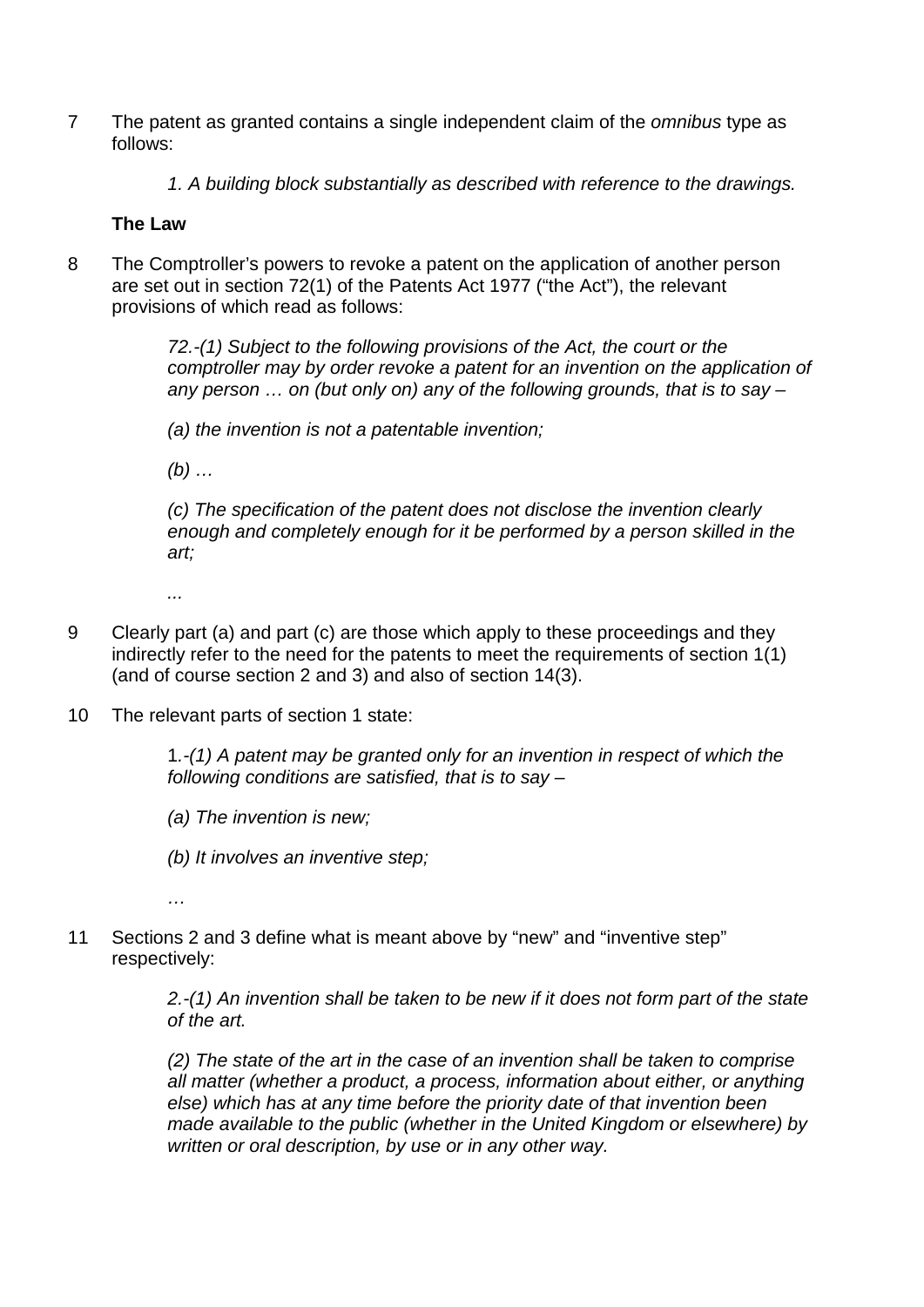7 The patent as granted contains a single independent claim of the *omnibus* type as follows:

> *1. A building block substantially as described with reference to the drawings.*

**The Law**

8 The Comptroller's powers to revoke a patent on the application of another person are set out in section 72(1) of the Patents Act 1977 ("the Act"), the relevant provisions of which read as follows:

> *72.-(1) Subject to the following provisions of the Act, the court or the comptroller may by order revoke a patent for an invention on the application of any person … on (but only on) any of the following grounds, that is to say –*
>
> *(a) the invention is not a patentable invention;*
>
> *(b) …*
>
> *(c) The specification of the patent does not disclose the invention clearly enough and completely enough for it be performed by a person skilled in the art;*
>
> *...*

9 Clearly part (a) and part (c) are those which apply to these proceedings and they indirectly refer to the need for the patents to meet the requirements of section 1(1) (and of course section 2 and 3) and also of section 14(3).

10 The relevant parts of section 1 state:

> 1*.-(1) A patent may be granted only for an invention in respect of which the following conditions are satisfied, that is to say –*
>
> *(a) The invention is new;*
>
> *(b) It involves an inventive step;*
>
> *…*

11 Sections 2 and 3 define what is meant above by "new" and "inventive step" respectively:

> *2.-(1) An invention shall be taken to be new if it does not form part of the state of the art.*
>
> *(2) The state of the art in the case of an invention shall be taken to comprise all matter (whether a product, a process, information about either, or anything else) which has at any time before the priority date of that invention been made available to the public (whether in the United Kingdom or elsewhere) by written or oral description, by use or in any other way.*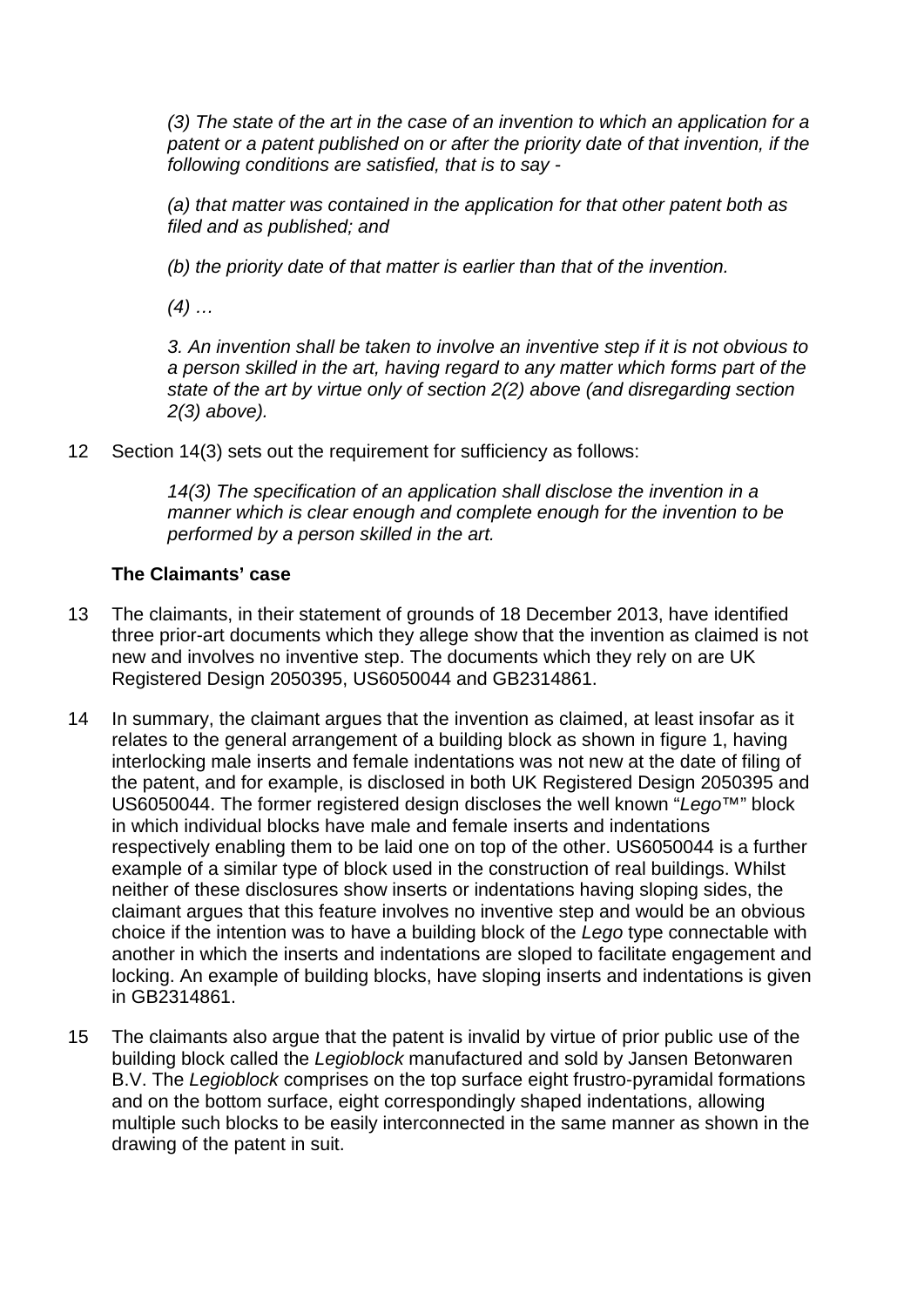*(3) The state of the art in the case of an invention to which an application for a patent or a patent published on or after the priority date of that invention, if the following conditions are satisfied, that is to say -*

*(a) that matter was contained in the application for that other patent both as filed and as published; and*

*(b) the priority date of that matter is earlier than that of the invention.*

*(4) …*

*3. An invention shall be taken to involve an inventive step if it is not obvious to a person skilled in the art, having regard to any matter which forms part of the state of the art by virtue only of section 2(2) above (and disregarding section 2(3) above).*

12 Section 14(3) sets out the requirement for sufficiency as follows:

*14(3) The specification of an application shall disclose the invention in a manner which is clear enough and complete enough for the invention to be performed by a person skilled in the art.*

### The Claimants' case

13 The claimants, in their statement of grounds of 18 December 2013, have identified three prior-art documents which they allege show that the invention as claimed is not new and involves no inventive step. The documents which they rely on are UK Registered Design 2050395, US6050044 and GB2314861.

14 In summary, the claimant argues that the invention as claimed, at least insofar as it relates to the general arrangement of a building block as shown in figure 1, having interlocking male inserts and female indentations was not new at the date of filing of the patent, and for example, is disclosed in both UK Registered Design 2050395 and US6050044. The former registered design discloses the well known "*Lego*™" block in which individual blocks have male and female inserts and indentations respectively enabling them to be laid one on top of the other. US6050044 is a further example of a similar type of block used in the construction of real buildings. Whilst neither of these disclosures show inserts or indentations having sloping sides, the claimant argues that this feature involves no inventive step and would be an obvious choice if the intention was to have a building block of the *Lego* type connectable with another in which the inserts and indentations are sloped to facilitate engagement and locking. An example of building blocks, have sloping inserts and indentations is given in GB2314861.

15 The claimants also argue that the patent is invalid by virtue of prior public use of the building block called the *Legioblock* manufactured and sold by Jansen Betonwaren B.V. The *Legioblock* comprises on the top surface eight frustro-pyramidal formations and on the bottom surface, eight correspondingly shaped indentations, allowing multiple such blocks to be easily interconnected in the same manner as shown in the drawing of the patent in suit.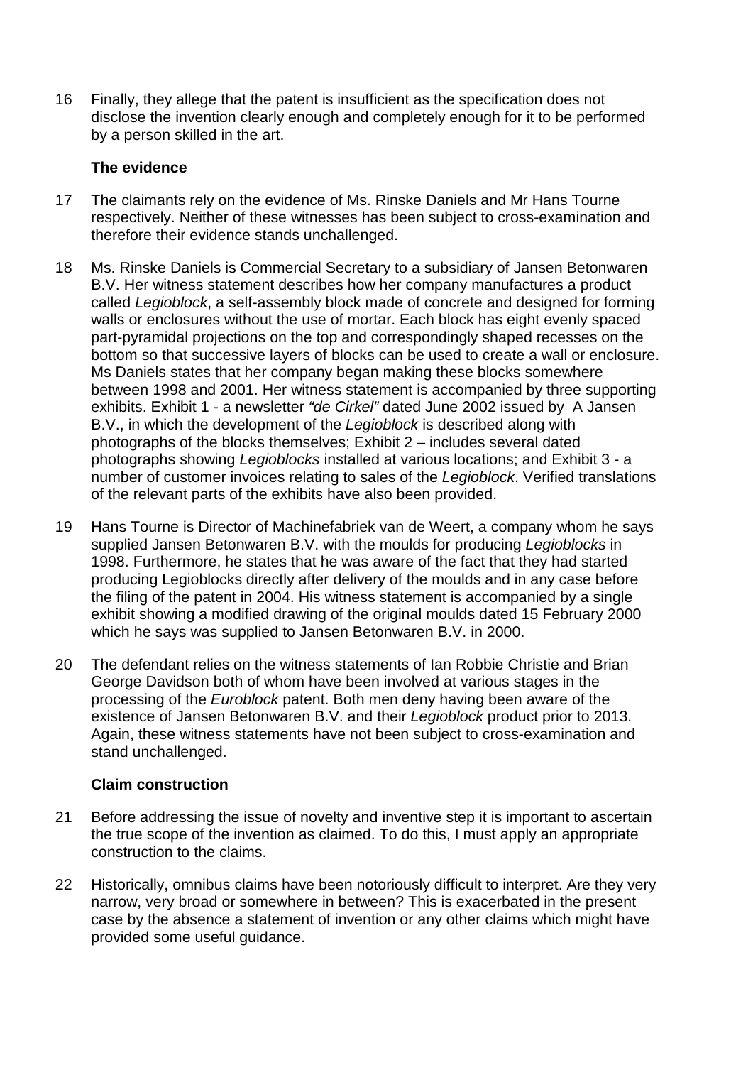16 Finally, they allege that the patent is insufficient as the specification does not disclose the invention clearly enough and completely enough for it to be performed by a person skilled in the art.

### The evidence

17 The claimants rely on the evidence of Ms. Rinske Daniels and Mr Hans Tourne respectively. Neither of these witnesses has been subject to cross-examination and therefore their evidence stands unchallenged.

18 Ms. Rinske Daniels is Commercial Secretary to a subsidiary of Jansen Betonwaren B.V. Her witness statement describes how her company manufactures a product called *Legioblock*, a self-assembly block made of concrete and designed for forming walls or enclosures without the use of mortar. Each block has eight evenly spaced part-pyramidal projections on the top and correspondingly shaped recesses on the bottom so that successive layers of blocks can be used to create a wall or enclosure. Ms Daniels states that her company began making these blocks somewhere between 1998 and 2001. Her witness statement is accompanied by three supporting exhibits. Exhibit 1 - a newsletter *"de Cirkel"* dated June 2002 issued by A Jansen B.V., in which the development of the *Legioblock* is described along with photographs of the blocks themselves; Exhibit 2 – includes several dated photographs showing *Legioblocks* installed at various locations; and Exhibit 3 - a number of customer invoices relating to sales of the *Legioblock*. Verified translations of the relevant parts of the exhibits have also been provided.

19 Hans Tourne is Director of Machinefabriek van de Weert, a company whom he says supplied Jansen Betonwaren B.V. with the moulds for producing *Legioblocks* in 1998. Furthermore, he states that he was aware of the fact that they had started producing Legioblocks directly after delivery of the moulds and in any case before the filing of the patent in 2004. His witness statement is accompanied by a single exhibit showing a modified drawing of the original moulds dated 15 February 2000 which he says was supplied to Jansen Betonwaren B.V. in 2000.

20 The defendant relies on the witness statements of Ian Robbie Christie and Brian George Davidson both of whom have been involved at various stages in the processing of the *Euroblock* patent. Both men deny having been aware of the existence of Jansen Betonwaren B.V. and their *Legioblock* product prior to 2013. Again, these witness statements have not been subject to cross-examination and stand unchallenged.

### Claim construction

21 Before addressing the issue of novelty and inventive step it is important to ascertain the true scope of the invention as claimed. To do this, I must apply an appropriate construction to the claims.

22 Historically, omnibus claims have been notoriously difficult to interpret. Are they very narrow, very broad or somewhere in between? This is exacerbated in the present case by the absence a statement of invention or any other claims which might have provided some useful guidance.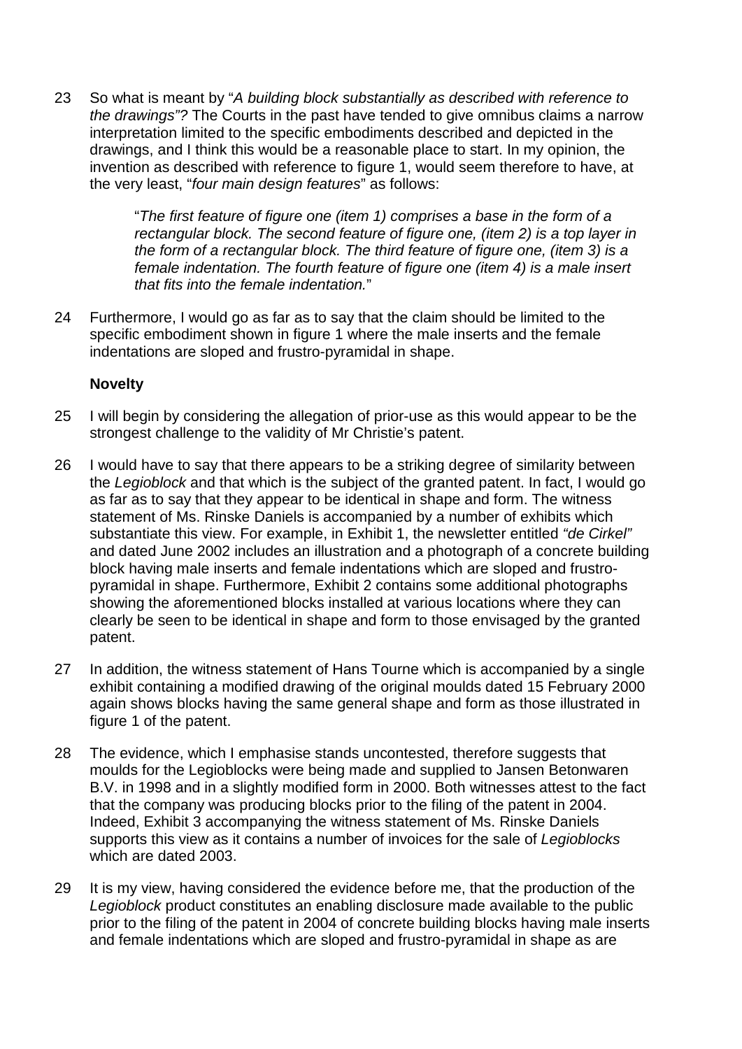23 So what is meant by "*A building block substantially as described with reference to the drawings"?* The Courts in the past have tended to give omnibus claims a narrow interpretation limited to the specific embodiments described and depicted in the drawings, and I think this would be a reasonable place to start. In my opinion, the invention as described with reference to figure 1, would seem therefore to have, at the very least, "*four main design features*" as follows:

> "*The first feature of figure one (item 1) comprises a base in the form of a rectangular block. The second feature of figure one, (item 2) is a top layer in the form of a rectangular block. The third feature of figure one, (item 3) is a female indentation. The fourth feature of figure one (item 4) is a male insert that fits into the female indentation.*"

24 Furthermore, I would go as far as to say that the claim should be limited to the specific embodiment shown in figure 1 where the male inserts and the female indentations are sloped and frustro-pyramidal in shape.

**Novelty**

25 I will begin by considering the allegation of prior-use as this would appear to be the strongest challenge to the validity of Mr Christie's patent.

26 I would have to say that there appears to be a striking degree of similarity between the *Legioblock* and that which is the subject of the granted patent. In fact, I would go as far as to say that they appear to be identical in shape and form. The witness statement of Ms. Rinske Daniels is accompanied by a number of exhibits which substantiate this view. For example, in Exhibit 1, the newsletter entitled *"de Cirkel"* and dated June 2002 includes an illustration and a photograph of a concrete building block having male inserts and female indentations which are sloped and frustro-pyramidal in shape. Furthermore, Exhibit 2 contains some additional photographs showing the aforementioned blocks installed at various locations where they can clearly be seen to be identical in shape and form to those envisaged by the granted patent.

27 In addition, the witness statement of Hans Tourne which is accompanied by a single exhibit containing a modified drawing of the original moulds dated 15 February 2000 again shows blocks having the same general shape and form as those illustrated in figure 1 of the patent.

28 The evidence, which I emphasise stands uncontested, therefore suggests that moulds for the Legioblocks were being made and supplied to Jansen Betonwaren B.V. in 1998 and in a slightly modified form in 2000. Both witnesses attest to the fact that the company was producing blocks prior to the filing of the patent in 2004. Indeed, Exhibit 3 accompanying the witness statement of Ms. Rinske Daniels supports this view as it contains a number of invoices for the sale of *Legioblocks* which are dated 2003.

29 It is my view, having considered the evidence before me, that the production of the *Legioblock* product constitutes an enabling disclosure made available to the public prior to the filing of the patent in 2004 of concrete building blocks having male inserts and female indentations which are sloped and frustro-pyramidal in shape as are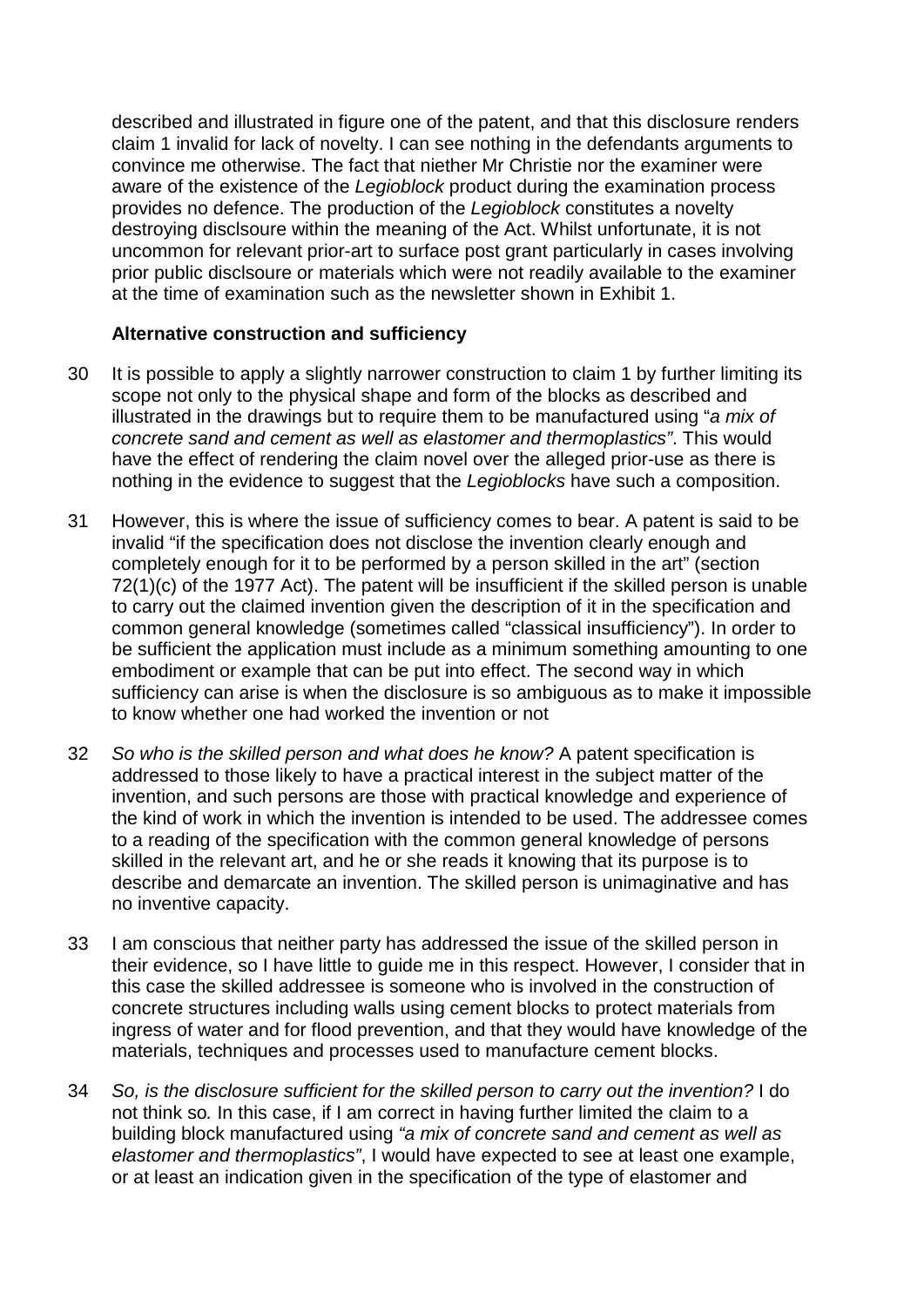described and illustrated in figure one of the patent, and that this disclosure renders claim 1 invalid for lack of novelty. I can see nothing in the defendants arguments to convince me otherwise. The fact that niether Mr Christie nor the examiner were aware of the existence of the *Legioblock* product during the examination process provides no defence. The production of the *Legioblock* constitutes a novelty destroying disclsoure within the meaning of the Act. Whilst unfortunate, it is not uncommon for relevant prior-art to surface post grant particularly in cases involving prior public disclsoure or materials which were not readily available to the examiner at the time of examination such as the newsletter shown in Exhibit 1.

### Alternative construction and sufficiency

30 It is possible to apply a slightly narrower construction to claim 1 by further limiting its scope not only to the physical shape and form of the blocks as described and illustrated in the drawings but to require them to be manufactured using "*a mix of concrete sand and cement as well as elastomer and thermoplastics*". This would have the effect of rendering the claim novel over the alleged prior-use as there is nothing in the evidence to suggest that the *Legioblocks* have such a composition.

31 However, this is where the issue of sufficiency comes to bear. A patent is said to be invalid "if the specification does not disclose the invention clearly enough and completely enough for it to be performed by a person skilled in the art" (section 72(1)(c) of the 1977 Act). The patent will be insufficient if the skilled person is unable to carry out the claimed invention given the description of it in the specification and common general knowledge (sometimes called "classical insufficiency"). In order to be sufficient the application must include as a minimum something amounting to one embodiment or example that can be put into effect. The second way in which sufficiency can arise is when the disclosure is so ambiguous as to make it impossible to know whether one had worked the invention or not

32 *So who is the skilled person and what does he know?* A patent specification is addressed to those likely to have a practical interest in the subject matter of the invention, and such persons are those with practical knowledge and experience of the kind of work in which the invention is intended to be used. The addressee comes to a reading of the specification with the common general knowledge of persons skilled in the relevant art, and he or she reads it knowing that its purpose is to describe and demarcate an invention. The skilled person is unimaginative and has no inventive capacity.

33 I am conscious that neither party has addressed the issue of the skilled person in their evidence, so I have little to guide me in this respect. However, I consider that in this case the skilled addressee is someone who is involved in the construction of concrete structures including walls using cement blocks to protect materials from ingress of water and for flood prevention, and that they would have knowledge of the materials, techniques and processes used to manufacture cement blocks.

34 *So, is the disclosure sufficient for the skilled person to carry out the invention?* I do not think so*.* In this case, if I am correct in having further limited the claim to a building block manufactured using *"a mix of concrete sand and cement as well as elastomer and thermoplastics"*, I would have expected to see at least one example, or at least an indication given in the specification of the type of elastomer and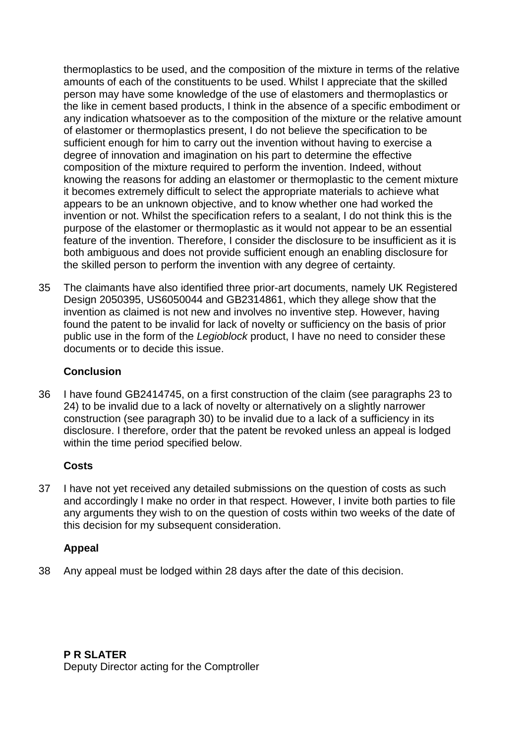thermoplastics to be used, and the composition of the mixture in terms of the relative amounts of each of the constituents to be used. Whilst I appreciate that the skilled person may have some knowledge of the use of elastomers and thermoplastics or the like in cement based products, I think in the absence of a specific embodiment or any indication whatsoever as to the composition of the mixture or the relative amount of elastomer or thermoplastics present, I do not believe the specification to be sufficient enough for him to carry out the invention without having to exercise a degree of innovation and imagination on his part to determine the effective composition of the mixture required to perform the invention. Indeed, without knowing the reasons for adding an elastomer or thermoplastic to the cement mixture it becomes extremely difficult to select the appropriate materials to achieve what appears to be an unknown objective, and to know whether one had worked the invention or not. Whilst the specification refers to a sealant, I do not think this is the purpose of the elastomer or thermoplastic as it would not appear to be an essential feature of the invention. Therefore, I consider the disclosure to be insufficient as it is both ambiguous and does not provide sufficient enough an enabling disclosure for the skilled person to perform the invention with any degree of certainty.

35 The claimants have also identified three prior-art documents, namely UK Registered Design 2050395, US6050044 and GB2314861, which they allege show that the invention as claimed is not new and involves no inventive step. However, having found the patent to be invalid for lack of novelty or sufficiency on the basis of prior public use in the form of the *Legioblock* product, I have no need to consider these documents or to decide this issue.

### Conclusion

36 I have found GB2414745, on a first construction of the claim (see paragraphs 23 to 24) to be invalid due to a lack of novelty or alternatively on a slightly narrower construction (see paragraph 30) to be invalid due to a lack of a sufficiency in its disclosure. I therefore, order that the patent be revoked unless an appeal is lodged within the time period specified below.

### Costs

37 I have not yet received any detailed submissions on the question of costs as such and accordingly I make no order in that respect. However, I invite both parties to file any arguments they wish to on the question of costs within two weeks of the date of this decision for my subsequent consideration.

### Appeal

38 Any appeal must be lodged within 28 days after the date of this decision.

**P R SLATER**
Deputy Director acting for the Comptroller